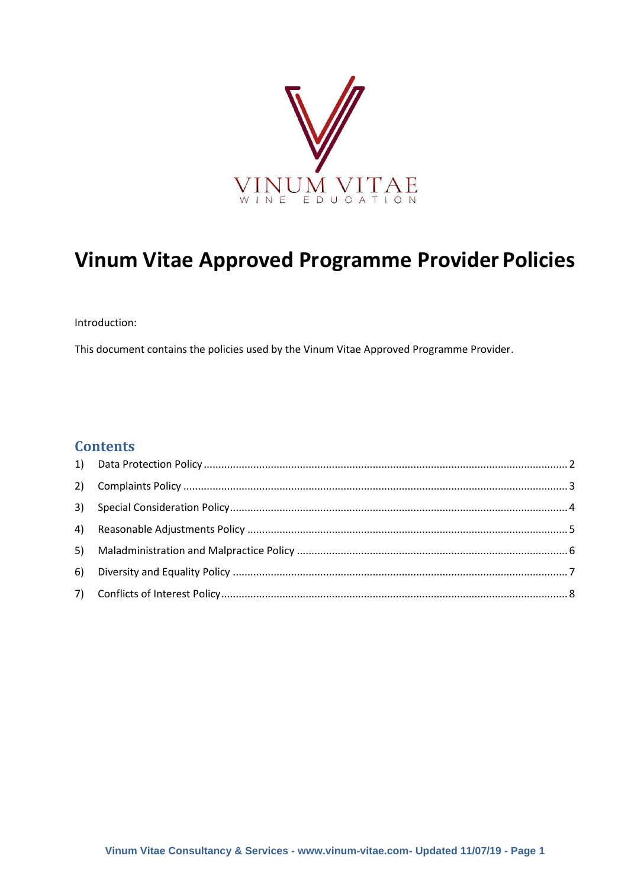# Vinum Vitae Approved Programme Provider Policies

Introduction:

This document contains the policies used by the Vinum Vitae Approved Programme Provider.

## Contents

1) Data Protection Policy ........ 2
2) Complaints Policy ........ 3
3) Special Consideration Policy ........ 4
4) Reasonable Adjustments Policy ........ 5
5) Maladministration and Malpractice Policy ........ 6
6) Diversity and Equality Policy ........ 7
7) Conflicts of Interest Policy ........ 8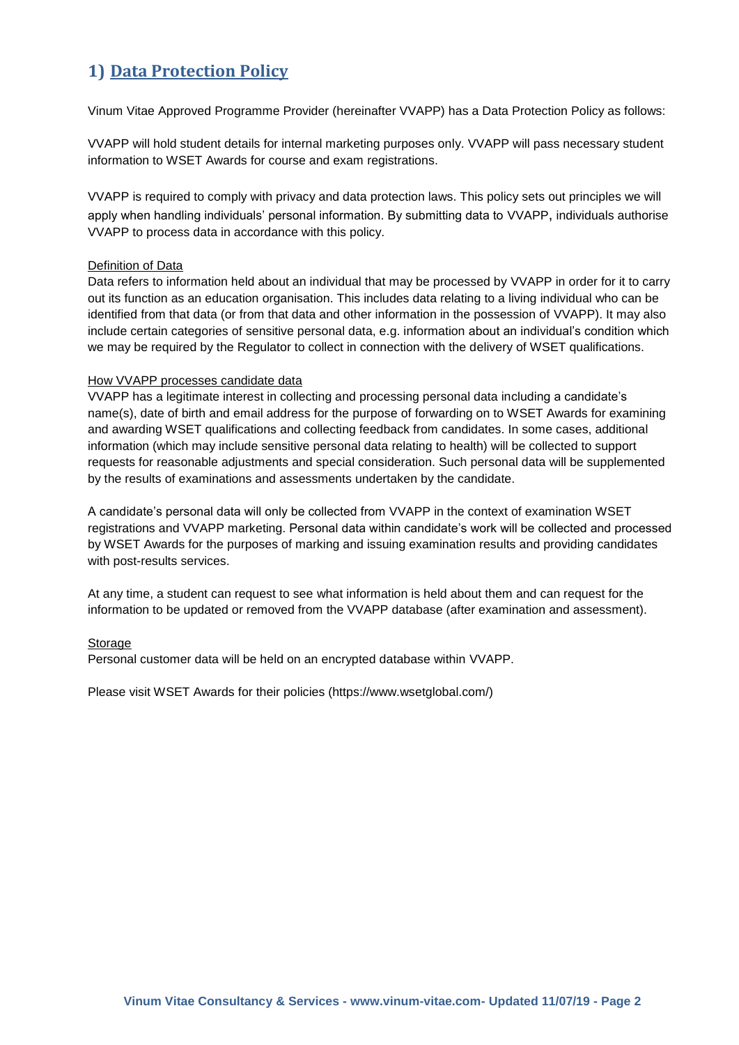## 1) Data Protection Policy

Vinum Vitae Approved Programme Provider (hereinafter VVAPP) has a Data Protection Policy as follows:

VVAPP will hold student details for internal marketing purposes only. VVAPP will pass necessary student information to WSET Awards for course and exam registrations.

VVAPP is required to comply with privacy and data protection laws. This policy sets out principles we will apply when handling individuals' personal information. By submitting data to VVAPP, individuals authorise VVAPP to process data in accordance with this policy.

Definition of Data

Data refers to information held about an individual that may be processed by VVAPP in order for it to carry out its function as an education organisation. This includes data relating to a living individual who can be identified from that data (or from that data and other information in the possession of VVAPP). It may also include certain categories of sensitive personal data, e.g. information about an individual's condition which we may be required by the Regulator to collect in connection with the delivery of WSET qualifications.

How VVAPP processes candidate data

VVAPP has a legitimate interest in collecting and processing personal data including a candidate's name(s), date of birth and email address for the purpose of forwarding on to WSET Awards for examining and awarding WSET qualifications and collecting feedback from candidates. In some cases, additional information (which may include sensitive personal data relating to health) will be collected to support requests for reasonable adjustments and special consideration. Such personal data will be supplemented by the results of examinations and assessments undertaken by the candidate.

A candidate's personal data will only be collected from VVAPP in the context of examination WSET registrations and VVAPP marketing. Personal data within candidate's work will be collected and processed by WSET Awards for the purposes of marking and issuing examination results and providing candidates with post-results services.

At any time, a student can request to see what information is held about them and can request for the information to be updated or removed from the VVAPP database (after examination and assessment).

Storage

Personal customer data will be held on an encrypted database within VVAPP.

Please visit WSET Awards for their policies (https://www.wsetglobal.com/)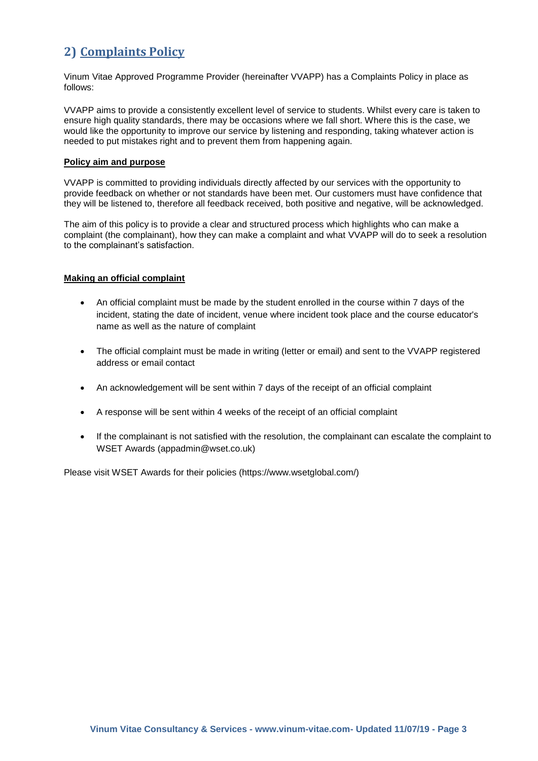## 2) Complaints Policy

Vinum Vitae Approved Programme Provider (hereinafter VVAPP) has a Complaints Policy in place as follows:

VVAPP aims to provide a consistently excellent level of service to students. Whilst every care is taken to ensure high quality standards, there may be occasions where we fall short. Where this is the case, we would like the opportunity to improve our service by listening and responding, taking whatever action is needed to put mistakes right and to prevent them from happening again.

**Policy aim and purpose**

VVAPP is committed to providing individuals directly affected by our services with the opportunity to provide feedback on whether or not standards have been met. Our customers must have confidence that they will be listened to, therefore all feedback received, both positive and negative, will be acknowledged.

The aim of this policy is to provide a clear and structured process which highlights who can make a complaint (the complainant), how they can make a complaint and what VVAPP will do to seek a resolution to the complainant's satisfaction.

**Making an official complaint**

- An official complaint must be made by the student enrolled in the course within 7 days of the incident, stating the date of incident, venue where incident took place and the course educator's name as well as the nature of complaint
- The official complaint must be made in writing (letter or email) and sent to the VVAPP registered address or email contact
- An acknowledgement will be sent within 7 days of the receipt of an official complaint
- A response will be sent within 4 weeks of the receipt of an official complaint
- If the complainant is not satisfied with the resolution, the complainant can escalate the complaint to WSET Awards (appadmin@wset.co.uk)

Please visit WSET Awards for their policies (https://www.wsetglobal.com/)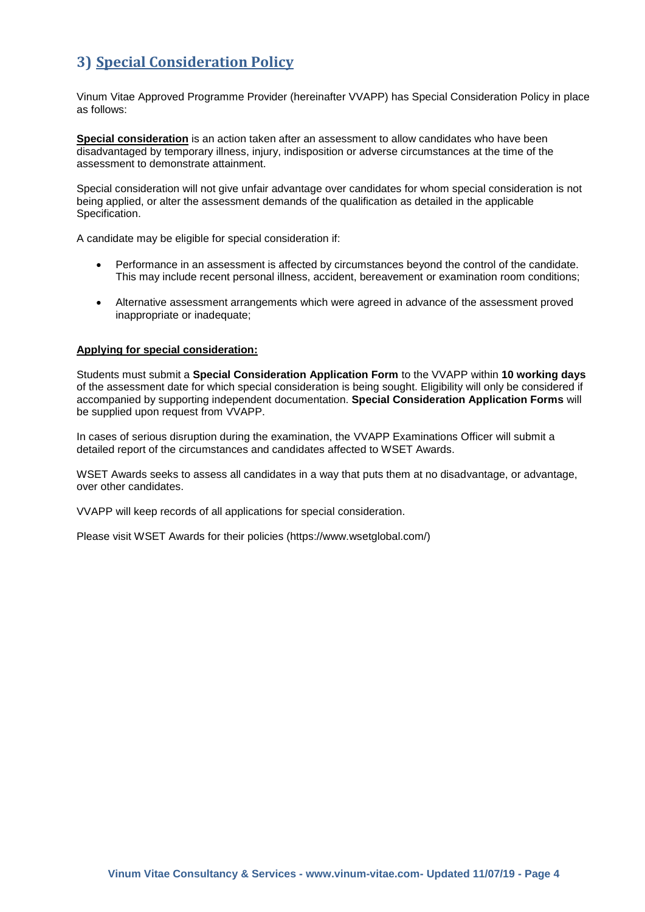## 3) Special Consideration Policy

Vinum Vitae Approved Programme Provider (hereinafter VVAPP) has Special Consideration Policy in place as follows:

**Special consideration** is an action taken after an assessment to allow candidates who have been disadvantaged by temporary illness, injury, indisposition or adverse circumstances at the time of the assessment to demonstrate attainment.

Special consideration will not give unfair advantage over candidates for whom special consideration is not being applied, or alter the assessment demands of the qualification as detailed in the applicable Specification.

A candidate may be eligible for special consideration if:

- Performance in an assessment is affected by circumstances beyond the control of the candidate. This may include recent personal illness, accident, bereavement or examination room conditions;
- Alternative assessment arrangements which were agreed in advance of the assessment proved inappropriate or inadequate;

**Applying for special consideration:**

Students must submit a **Special Consideration Application Form** to the VVAPP within **10 working days** of the assessment date for which special consideration is being sought. Eligibility will only be considered if accompanied by supporting independent documentation. **Special Consideration Application Forms** will be supplied upon request from VVAPP.

In cases of serious disruption during the examination, the VVAPP Examinations Officer will submit a detailed report of the circumstances and candidates affected to WSET Awards.

WSET Awards seeks to assess all candidates in a way that puts them at no disadvantage, or advantage, over other candidates.

VVAPP will keep records of all applications for special consideration.

Please visit WSET Awards for their policies (https://www.wsetglobal.com/)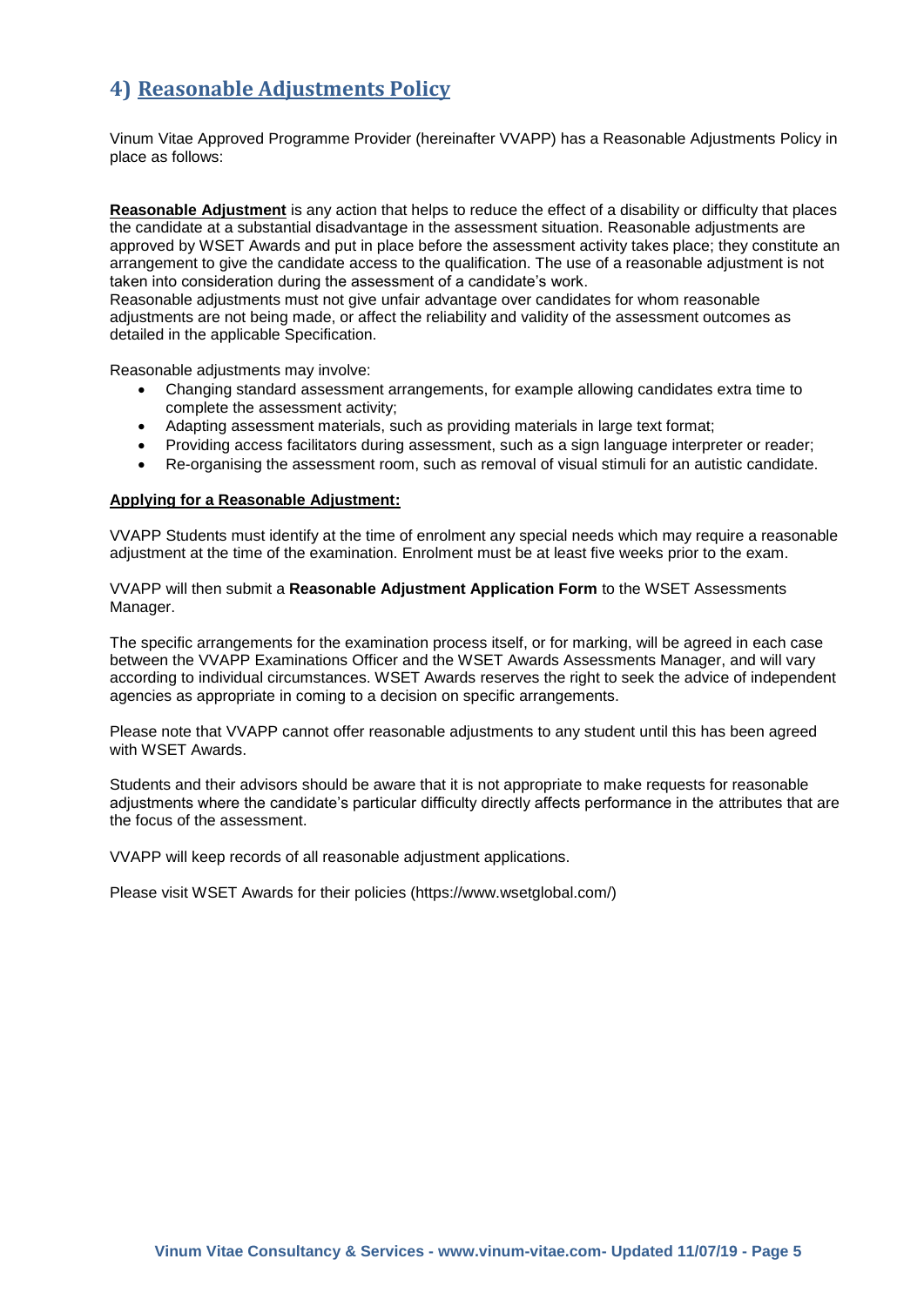## 4) Reasonable Adjustments Policy

Vinum Vitae Approved Programme Provider (hereinafter VVAPP) has a Reasonable Adjustments Policy in place as follows:

**Reasonable Adjustment** is any action that helps to reduce the effect of a disability or difficulty that places the candidate at a substantial disadvantage in the assessment situation. Reasonable adjustments are approved by WSET Awards and put in place before the assessment activity takes place; they constitute an arrangement to give the candidate access to the qualification. The use of a reasonable adjustment is not taken into consideration during the assessment of a candidate's work.
Reasonable adjustments must not give unfair advantage over candidates for whom reasonable adjustments are not being made, or affect the reliability and validity of the assessment outcomes as detailed in the applicable Specification.

Reasonable adjustments may involve:

- Changing standard assessment arrangements, for example allowing candidates extra time to complete the assessment activity;
- Adapting assessment materials, such as providing materials in large text format;
- Providing access facilitators during assessment, such as a sign language interpreter or reader;
- Re-organising the assessment room, such as removal of visual stimuli for an autistic candidate.

**Applying for a Reasonable Adjustment:**

VVAPP Students must identify at the time of enrolment any special needs which may require a reasonable adjustment at the time of the examination. Enrolment must be at least five weeks prior to the exam.

VVAPP will then submit a **Reasonable Adjustment Application Form** to the WSET Assessments Manager.

The specific arrangements for the examination process itself, or for marking, will be agreed in each case between the VVAPP Examinations Officer and the WSET Awards Assessments Manager, and will vary according to individual circumstances. WSET Awards reserves the right to seek the advice of independent agencies as appropriate in coming to a decision on specific arrangements.

Please note that VVAPP cannot offer reasonable adjustments to any student until this has been agreed with WSET Awards.

Students and their advisors should be aware that it is not appropriate to make requests for reasonable adjustments where the candidate's particular difficulty directly affects performance in the attributes that are the focus of the assessment.

VVAPP will keep records of all reasonable adjustment applications.

Please visit WSET Awards for their policies (https://www.wsetglobal.com/)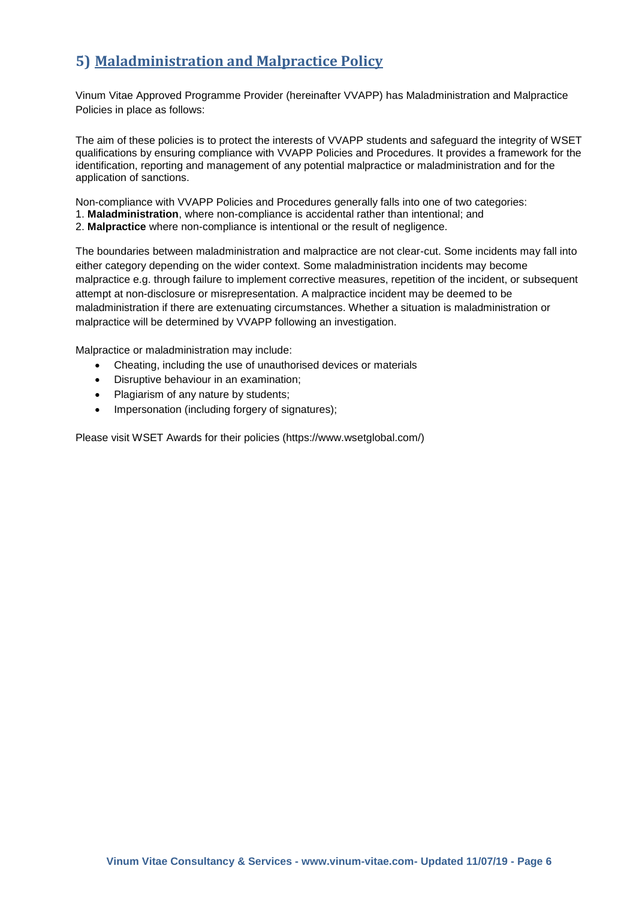## 5) Maladministration and Malpractice Policy

Vinum Vitae Approved Programme Provider (hereinafter VVAPP) has Maladministration and Malpractice Policies in place as follows:

The aim of these policies is to protect the interests of VVAPP students and safeguard the integrity of WSET qualifications by ensuring compliance with VVAPP Policies and Procedures. It provides a framework for the identification, reporting and management of any potential malpractice or maladministration and for the application of sanctions.

Non-compliance with VVAPP Policies and Procedures generally falls into one of two categories:
1. **Maladministration**, where non-compliance is accidental rather than intentional; and
2. **Malpractice** where non-compliance is intentional or the result of negligence.

The boundaries between maladministration and malpractice are not clear-cut. Some incidents may fall into either category depending on the wider context. Some maladministration incidents may become malpractice e.g. through failure to implement corrective measures, repetition of the incident, or subsequent attempt at non-disclosure or misrepresentation. A malpractice incident may be deemed to be maladministration if there are extenuating circumstances. Whether a situation is maladministration or malpractice will be determined by VVAPP following an investigation.

Malpractice or maladministration may include:

- Cheating, including the use of unauthorised devices or materials
- Disruptive behaviour in an examination;
- Plagiarism of any nature by students;
- Impersonation (including forgery of signatures);

Please visit WSET Awards for their policies (https://www.wsetglobal.com/)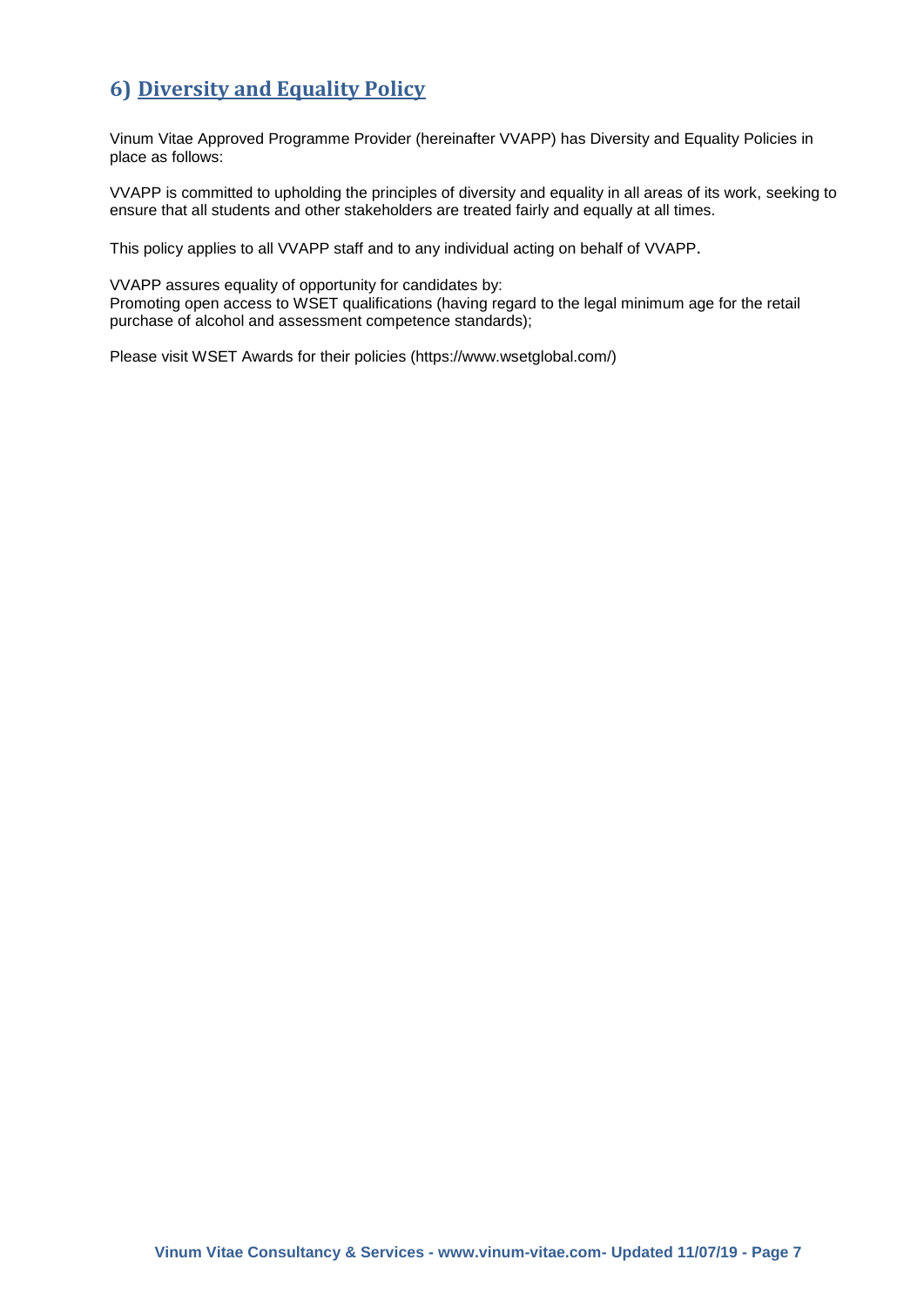## 6) Diversity and Equality Policy

Vinum Vitae Approved Programme Provider (hereinafter VVAPP) has Diversity and Equality Policies in place as follows:

VVAPP is committed to upholding the principles of diversity and equality in all areas of its work, seeking to ensure that all students and other stakeholders are treated fairly and equally at all times.

This policy applies to all VVAPP staff and to any individual acting on behalf of VVAPP.

VVAPP assures equality of opportunity for candidates by:
Promoting open access to WSET qualifications (having regard to the legal minimum age for the retail purchase of alcohol and assessment competence standards);

Please visit WSET Awards for their policies (https://www.wsetglobal.com/)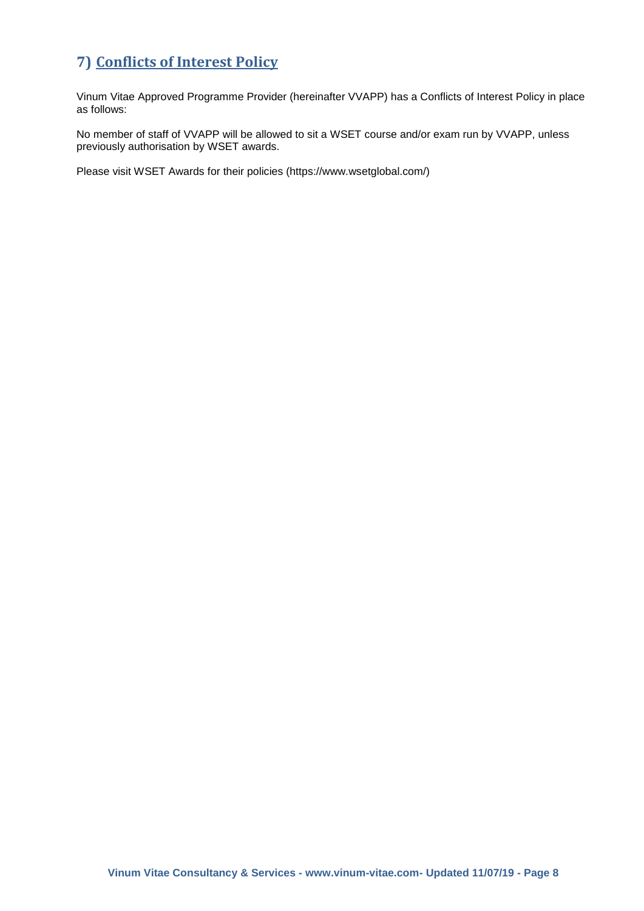## 7) Conflicts of Interest Policy

Vinum Vitae Approved Programme Provider (hereinafter VVAPP) has a Conflicts of Interest Policy in place as follows:

No member of staff of VVAPP will be allowed to sit a WSET course and/or exam run by VVAPP, unless previously authorisation by WSET awards.

Please visit WSET Awards for their policies (https://www.wsetglobal.com/)